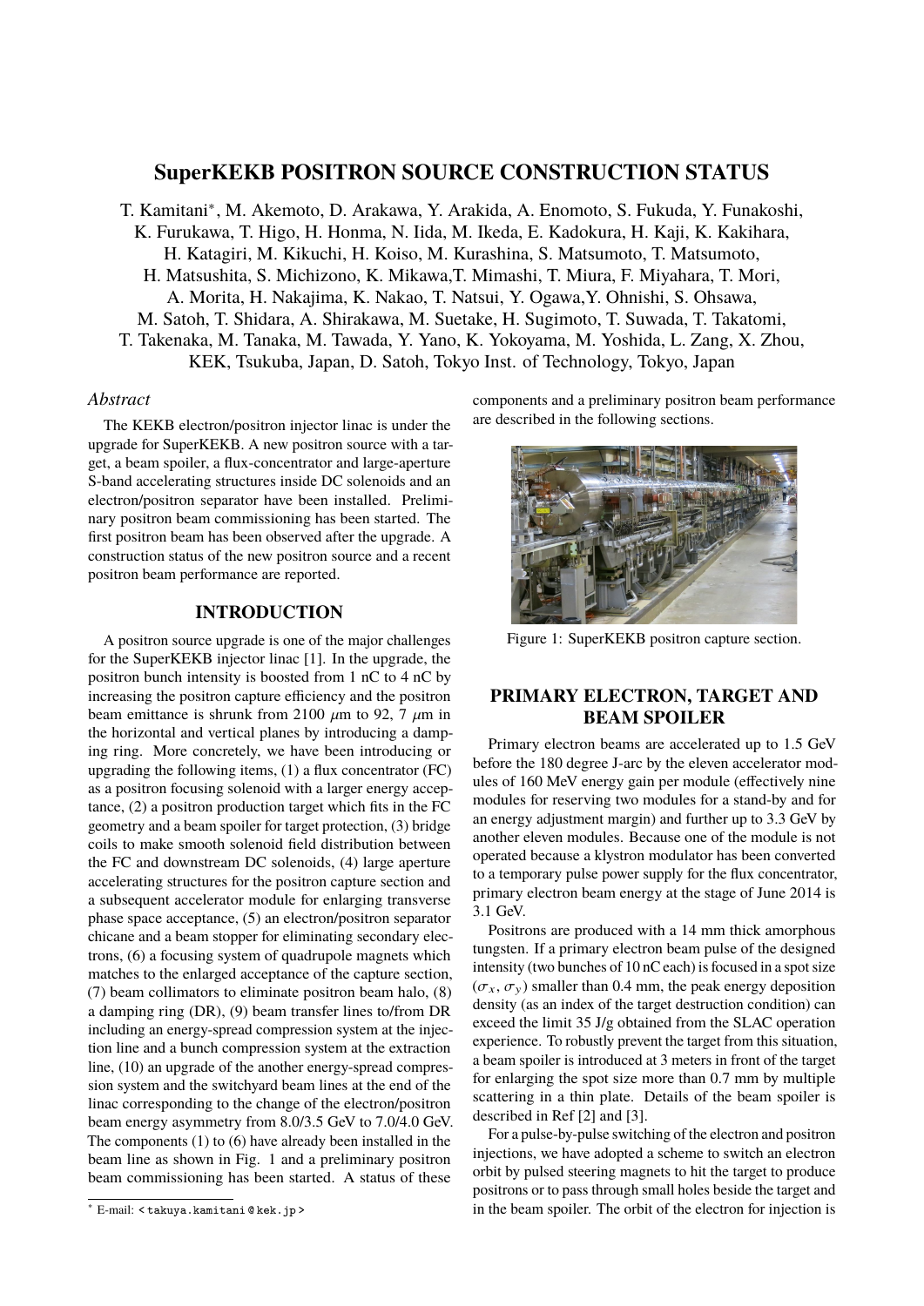# SuperKEKB POSITRON SOURCE CONSTRUCTION STATUS

T. Kamitani*, M. Akemoto, D. Arakawa, Y. Arakida, A. Enomoto, S. Fukuda, Y. Funakoshi, K. Furukawa, T. Higo, H. Honma, N. Iida, M. Ikeda, E. Kadokura, H. Kaji, K. Kakihara, H. Katagiri, M. Kikuchi, H. Koiso, M. Kurashina, S. Matsumoto, T. Matsumoto, H. Matsushita, S. Michizono, K. Mikawa,T. Mimashi, T. Miura, F. Miyahara, T. Mori, A. Morita, H. Nakajima, K. Nakao, T. Natsui, Y. Ogawa,Y. Ohnishi, S. Ohsawa, M. Satoh, T. Shidara, A. Shirakawa, M. Suetake, H. Sugimoto, T. Suwada, T. Takatomi, T. Takenaka, M. Tanaka, M. Tawada, Y. Yano, K. Yokoyama, M. Yoshida, L. Zang, X. Zhou, KEK, Tsukuba, Japan, D. Satoh, Tokyo Inst. of Technology, Tokyo, Japan

*Abstract*

The KEKB electron/positron injector linac is under the upgrade for SuperKEKB. A new positron source with a target, a beam spoiler, a flux-concentrator and large-aperture S-band accelerating structures inside DC solenoids and an electron/positron separator have been installed. Preliminary positron beam commissioning has been started. The first positron beam has been observed after the upgrade. A construction status of the new positron source and a recent positron beam performance are reported.

## INTRODUCTION

A positron source upgrade is one of the major challenges for the SuperKEKB injector linac [1]. In the upgrade, the positron bunch intensity is boosted from 1 nC to 4 nC by increasing the positron capture efficiency and the positron beam emittance is shrunk from 2100 $\mu$m to 92, 7 $\mu$m in the horizontal and vertical planes by introducing a damping ring. More concretely, we have been introducing or upgrading the following items, (1) a flux concentrator (FC) as a positron focusing solenoid with a larger energy acceptance, (2) a positron production target which fits in the FC geometry and a beam spoiler for target protection, (3) bridge coils to make smooth solenoid field distribution between the FC and downstream DC solenoids, (4) large aperture accelerating structures for the positron capture section and a subsequent accelerator module for enlarging transverse phase space acceptance, (5) an electron/positron separator chicane and a beam stopper for eliminating secondary electrons, (6) a focusing system of quadrupole magnets which matches to the enlarged acceptance of the capture section, (7) beam collimators to eliminate positron beam halo, (8) a damping ring (DR), (9) beam transfer lines to/from DR including an energy-spread compression system at the injection line and a bunch compression system at the extraction line, (10) an upgrade of the another energy-spread compression system and the switchyard beam lines at the end of the linac corresponding to the change of the electron/positron beam energy asymmetry from 8.0/3.5 GeV to 7.0/4.0 GeV. The components (1) to (6) have already been installed in the beam line as shown in Fig. 1 and a preliminary positron beam commissioning has been started. A status of these components and a preliminary positron beam performance are described in the following sections.

Figure 1: SuperKEKB positron capture section.

## PRIMARY ELECTRON, TARGET AND BEAM SPOILER

Primary electron beams are accelerated up to 1.5 GeV before the 180 degree J-arc by the eleven accelerator modules of 160 MeV energy gain per module (effectively nine modules for reserving two modules for a stand-by and for an energy adjustment margin) and further up to 3.3 GeV by another eleven modules. Because one of the module is not operated because a klystron modulator has been converted to a temporary pulse power supply for the flux concentrator, primary electron beam energy at the stage of June 2014 is 3.1 GeV.

Positrons are produced with a 14 mm thick amorphous tungsten. If a primary electron beam pulse of the designed intensity (two bunches of 10 nC each) is focused in a spot size ($\sigma_x$, $\sigma_y$) smaller than 0.4 mm, the peak energy deposition density (as an index of the target destruction condition) can exceed the limit 35 J/g obtained from the SLAC operation experience. To robustly prevent the target from this situation, a beam spoiler is introduced at 3 meters in front of the target for enlarging the spot size more than 0.7 mm by multiple scattering in a thin plate. Details of the beam spoiler is described in Ref [2] and [3].

For a pulse-by-pulse switching of the electron and positron injections, we have adopted a scheme to switch an electron orbit by pulsed steering magnets to hit the target to produce positrons or to pass through small holes beside the target and in the beam spoiler. The orbit of the electron for injection is

* E-mail: < takuya.kamitani @ kek.jp >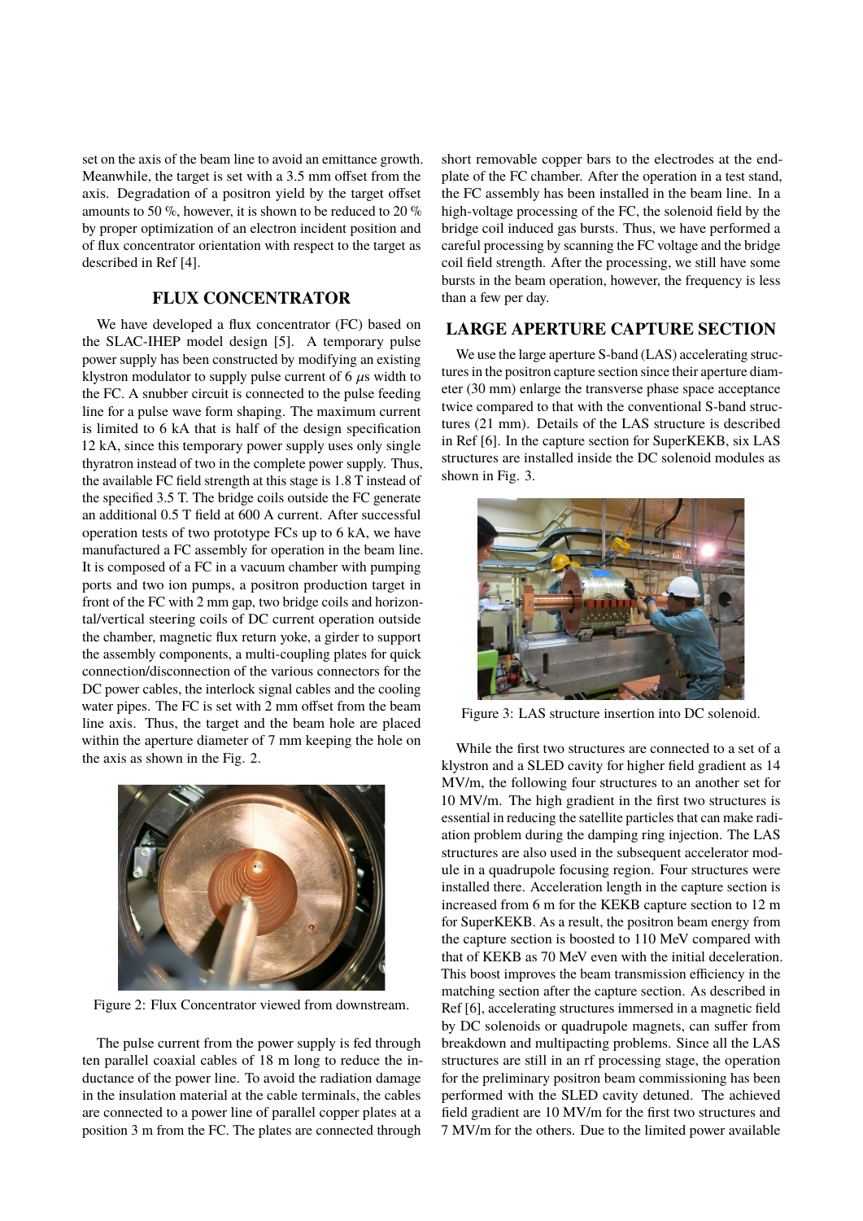set on the axis of the beam line to avoid an emittance growth. Meanwhile, the target is set with a 3.5 mm offset from the axis. Degradation of a positron yield by the target offset amounts to 50 %, however, it is shown to be reduced to 20 % by proper optimization of an electron incident position and of flux concentrator orientation with respect to the target as described in Ref [4].

## FLUX CONCENTRATOR

We have developed a flux concentrator (FC) based on the SLAC-IHEP model design [5]. A temporary pulse power supply has been constructed by modifying an existing klystron modulator to supply pulse current of 6 $\mu$s width to the FC. A snubber circuit is connected to the pulse feeding line for a pulse wave form shaping. The maximum current is limited to 6 kA that is half of the design specification 12 kA, since this temporary power supply uses only single thyratron instead of two in the complete power supply. Thus, the available FC field strength at this stage is 1.8 T instead of the specified 3.5 T. The bridge coils outside the FC generate an additional 0.5 T field at 600 A current. After successful operation tests of two prototype FCs up to 6 kA, we have manufactured a FC assembly for operation in the beam line. It is composed of a FC in a vacuum chamber with pumping ports and two ion pumps, a positron production target in front of the FC with 2 mm gap, two bridge coils and horizontal/vertical steering coils of DC current operation outside the chamber, magnetic flux return yoke, a girder to support the assembly components, a multi-coupling plates for quick connection/disconnection of the various connectors for the DC power cables, the interlock signal cables and the cooling water pipes. The FC is set with 2 mm offset from the beam line axis. Thus, the target and the beam hole are placed within the aperture diameter of 7 mm keeping the hole on the axis as shown in the Fig. 2.

Figure 2: Flux Concentrator viewed from downstream.

The pulse current from the power supply is fed through ten parallel coaxial cables of 18 m long to reduce the inductance of the power line. To avoid the radiation damage in the insulation material at the cable terminals, the cables are connected to a power line of parallel copper plates at a position 3 m from the FC. The plates are connected through short removable copper bars to the electrodes at the end-plate of the FC chamber. After the operation in a test stand, the FC assembly has been installed in the beam line. In a high-voltage processing of the FC, the solenoid field by the bridge coil induced gas bursts. Thus, we have performed a careful processing by scanning the FC voltage and the bridge coil field strength. After the processing, we still have some bursts in the beam operation, however, the frequency is less than a few per day.

## LARGE APERTURE CAPTURE SECTION

We use the large aperture S-band (LAS) accelerating structures in the positron capture section since their aperture diameter (30 mm) enlarge the transverse phase space acceptance twice compared to that with the conventional S-band structures (21 mm). Details of the LAS structure is described in Ref [6]. In the capture section for SuperKEKB, six LAS structures are installed inside the DC solenoid modules as shown in Fig. 3.

Figure 3: LAS structure insertion into DC solenoid.

While the first two structures are connected to a set of a klystron and a SLED cavity for higher field gradient as 14 MV/m, the following four structures to an another set for 10 MV/m. The high gradient in the first two structures is essential in reducing the satellite particles that can make radiation problem during the damping ring injection. The LAS structures are also used in the subsequent accelerator module in a quadrupole focusing region. Four structures were installed there. Acceleration length in the capture section is increased from 6 m for the KEKB capture section to 12 m for SuperKEKB. As a result, the positron beam energy from the capture section is boosted to 110 MeV compared with that of KEKB as 70 MeV even with the initial deceleration. This boost improves the beam transmission efficiency in the matching section after the capture section. As described in Ref [6], accelerating structures immersed in a magnetic field by DC solenoids or quadrupole magnets, can suffer from breakdown and multipacting problems. Since all the LAS structures are still in an rf processing stage, the operation for the preliminary positron beam commissioning has been performed with the SLED cavity detuned. The achieved field gradient are 10 MV/m for the first two structures and 7 MV/m for the others. Due to the limited power available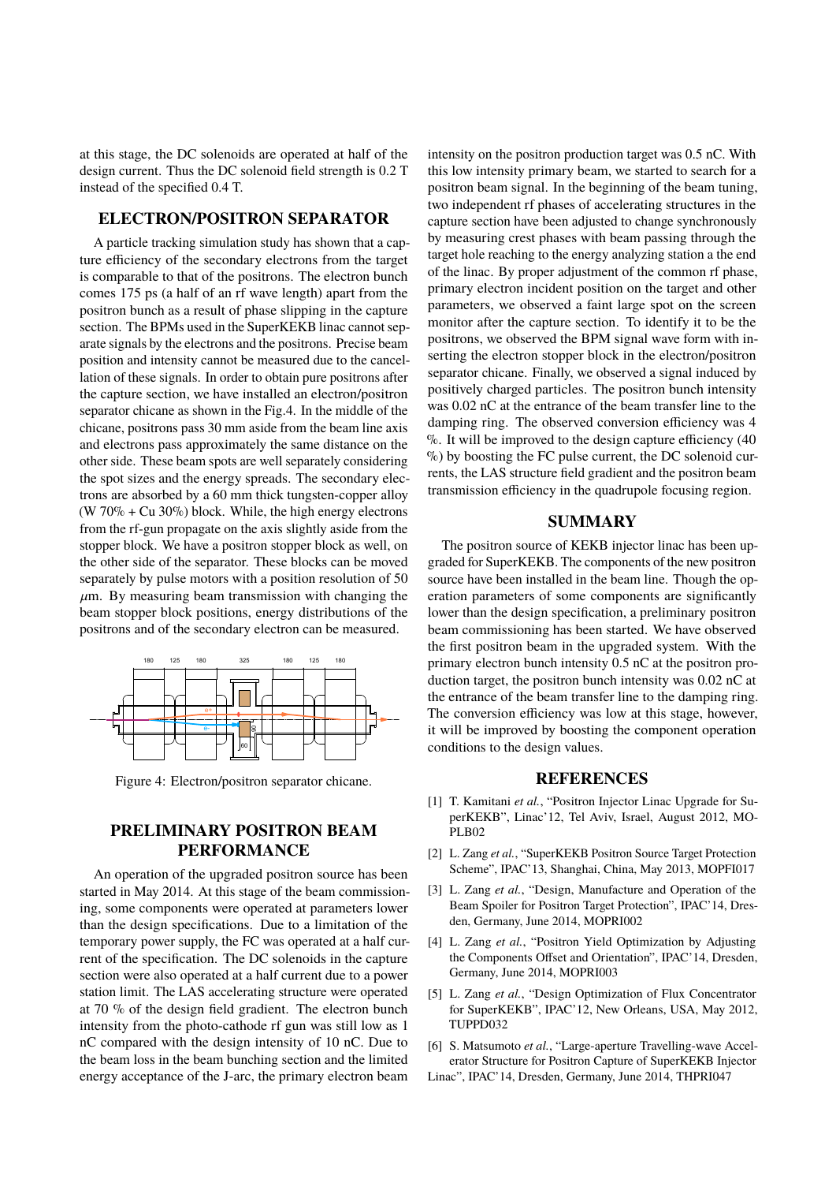at this stage, the DC solenoids are operated at half of the design current. Thus the DC solenoid field strength is 0.2 T instead of the specified 0.4 T.

## ELECTRON/POSITRON SEPARATOR

A particle tracking simulation study has shown that a capture efficiency of the secondary electrons from the target is comparable to that of the positrons. The electron bunch comes 175 ps (a half of an rf wave length) apart from the positron bunch as a result of phase slipping in the capture section. The BPMs used in the SuperKEKB linac cannot separate signals by the electrons and the positrons. Precise beam position and intensity cannot be measured due to the cancellation of these signals. In order to obtain pure positrons after the capture section, we have installed an electron/positron separator chicane as shown in the Fig.4. In the middle of the chicane, positrons pass 30 mm aside from the beam line axis and electrons pass approximately the same distance on the other side. These beam spots are well separately considering the spot sizes and the energy spreads. The secondary electrons are absorbed by a 60 mm thick tungsten-copper alloy (W 70% + Cu 30%) block. While, the high energy electrons from the rf-gun propagate on the axis slightly aside from the stopper block. We have a positron stopper block as well, on the other side of the separator. These blocks can be moved separately by pulse motors with a position resolution of 50 $\mu$m. By measuring beam transmission with changing the beam stopper block positions, energy distributions of the positrons and of the secondary electron can be measured.

180 125 180 325 180 125 180

e+

e-

30

60

Figure 4: Electron/positron separator chicane.

## PRELIMINARY POSITRON BEAM PERFORMANCE

An operation of the upgraded positron source has been started in May 2014. At this stage of the beam commissioning, some components were operated at parameters lower than the design specifications. Due to a limitation of the temporary power supply, the FC was operated at a half current of the specification. The DC solenoids in the capture section were also operated at a half current due to a power station limit. The LAS accelerating structure were operated at 70 % of the design field gradient. The electron bunch intensity from the photo-cathode rf gun was still low as 1 nC compared with the design intensity of 10 nC. Due to the beam loss in the beam bunching section and the limited energy acceptance of the J-arc, the primary electron beam intensity on the positron production target was 0.5 nC. With this low intensity primary beam, we started to search for a positron beam signal. In the beginning of the beam tuning, two independent rf phases of accelerating structures in the capture section have been adjusted to change synchronously by measuring crest phases with beam passing through the target hole reaching to the energy analyzing station a the end of the linac. By proper adjustment of the common rf phase, primary electron incident position on the target and other parameters, we observed a faint large spot on the screen monitor after the capture section. To identify it to be the positrons, we observed the BPM signal wave form with inserting the electron stopper block in the electron/positron separator chicane. Finally, we observed a signal induced by positively charged particles. The positron bunch intensity was 0.02 nC at the entrance of the beam transfer line to the damping ring. The observed conversion efficiency was 4 %. It will be improved to the design capture efficiency (40 %) by boosting the FC pulse current, the DC solenoid currents, the LAS structure field gradient and the positron beam transmission efficiency in the quadrupole focusing region.

## SUMMARY

The positron source of KEKB injector linac has been upgraded for SuperKEKB. The components of the new positron source have been installed in the beam line. Though the operation parameters of some components are significantly lower than the design specification, a preliminary positron beam commissioning has been started. We have observed the first positron beam in the upgraded system. With the primary electron bunch intensity 0.5 nC at the positron production target, the positron bunch intensity was 0.02 nC at the entrance of the beam transfer line to the damping ring. The conversion efficiency was low at this stage, however, it will be improved by boosting the component operation conditions to the design values.

## REFERENCES

[1] T. Kamitani *et al.*, "Positron Injector Linac Upgrade for SuperKEKB", Linac'12, Tel Aviv, Israel, August 2012, MOPLB02

[2] L. Zang *et al.*, "SuperKEKB Positron Source Target Protection Scheme", IPAC'13, Shanghai, China, May 2013, MOPFI017

[3] L. Zang *et al.*, "Design, Manufacture and Operation of the Beam Spoiler for Positron Target Protection", IPAC'14, Dresden, Germany, June 2014, MOPRI002

[4] L. Zang *et al.*, "Positron Yield Optimization by Adjusting the Components Offset and Orientation", IPAC'14, Dresden, Germany, June 2014, MOPRI003

[5] L. Zang *et al.*, "Design Optimization of Flux Concentrator for SuperKEKB", IPAC'12, New Orleans, USA, May 2012, TUPPD032

[6] S. Matsumoto *et al.*, "Large-aperture Travelling-wave Accelerator Structure for Positron Capture of SuperKEKB Injector Linac", IPAC'14, Dresden, Germany, June 2014, THPRI047